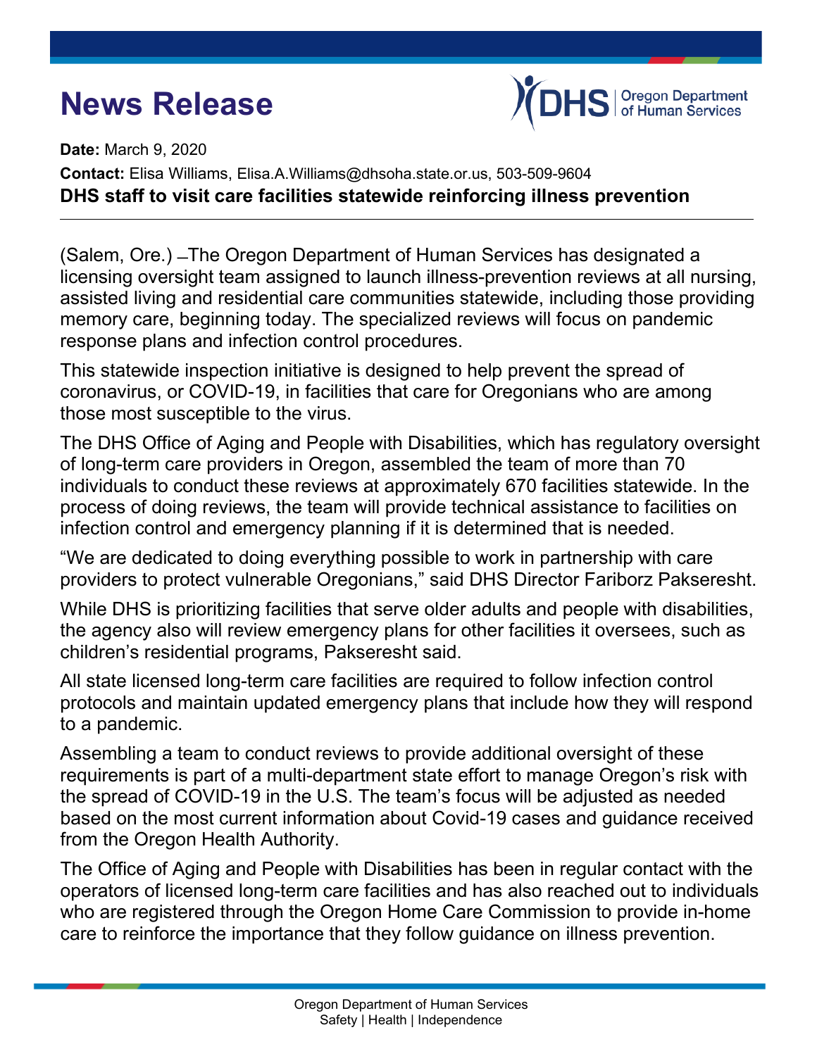# News Release

Oregon Department of Human Services

**Date:** March 9, 2020

**Contact:** Elisa Williams, Elisa.A.Williams@dhsoha.state.or.us, 503-509-9604

**DHS staff to visit care facilities statewide reinforcing illness prevention**

---

(Salem, Ore.) –The Oregon Department of Human Services has designated a licensing oversight team assigned to launch illness-prevention reviews at all nursing, assisted living and residential care communities statewide, including those providing memory care, beginning today. The specialized reviews will focus on pandemic response plans and infection control procedures.

This statewide inspection initiative is designed to help prevent the spread of coronavirus, or COVID-19, in facilities that care for Oregonians who are among those most susceptible to the virus.

The DHS Office of Aging and People with Disabilities, which has regulatory oversight of long-term care providers in Oregon, assembled the team of more than 70 individuals to conduct these reviews at approximately 670 facilities statewide. In the process of doing reviews, the team will provide technical assistance to facilities on infection control and emergency planning if it is determined that is needed.

"We are dedicated to doing everything possible to work in partnership with care providers to protect vulnerable Oregonians," said DHS Director Fariborz Pakseresht.

While DHS is prioritizing facilities that serve older adults and people with disabilities, the agency also will review emergency plans for other facilities it oversees, such as children's residential programs, Pakseresht said.

All state licensed long-term care facilities are required to follow infection control protocols and maintain updated emergency plans that include how they will respond to a pandemic.

Assembling a team to conduct reviews to provide additional oversight of these requirements is part of a multi-department state effort to manage Oregon's risk with the spread of COVID-19 in the U.S. The team's focus will be adjusted as needed based on the most current information about Covid-19 cases and guidance received from the Oregon Health Authority.

The Office of Aging and People with Disabilities has been in regular contact with the operators of licensed long-term care facilities and has also reached out to individuals who are registered through the Oregon Home Care Commission to provide in-home care to reinforce the importance that they follow guidance on illness prevention.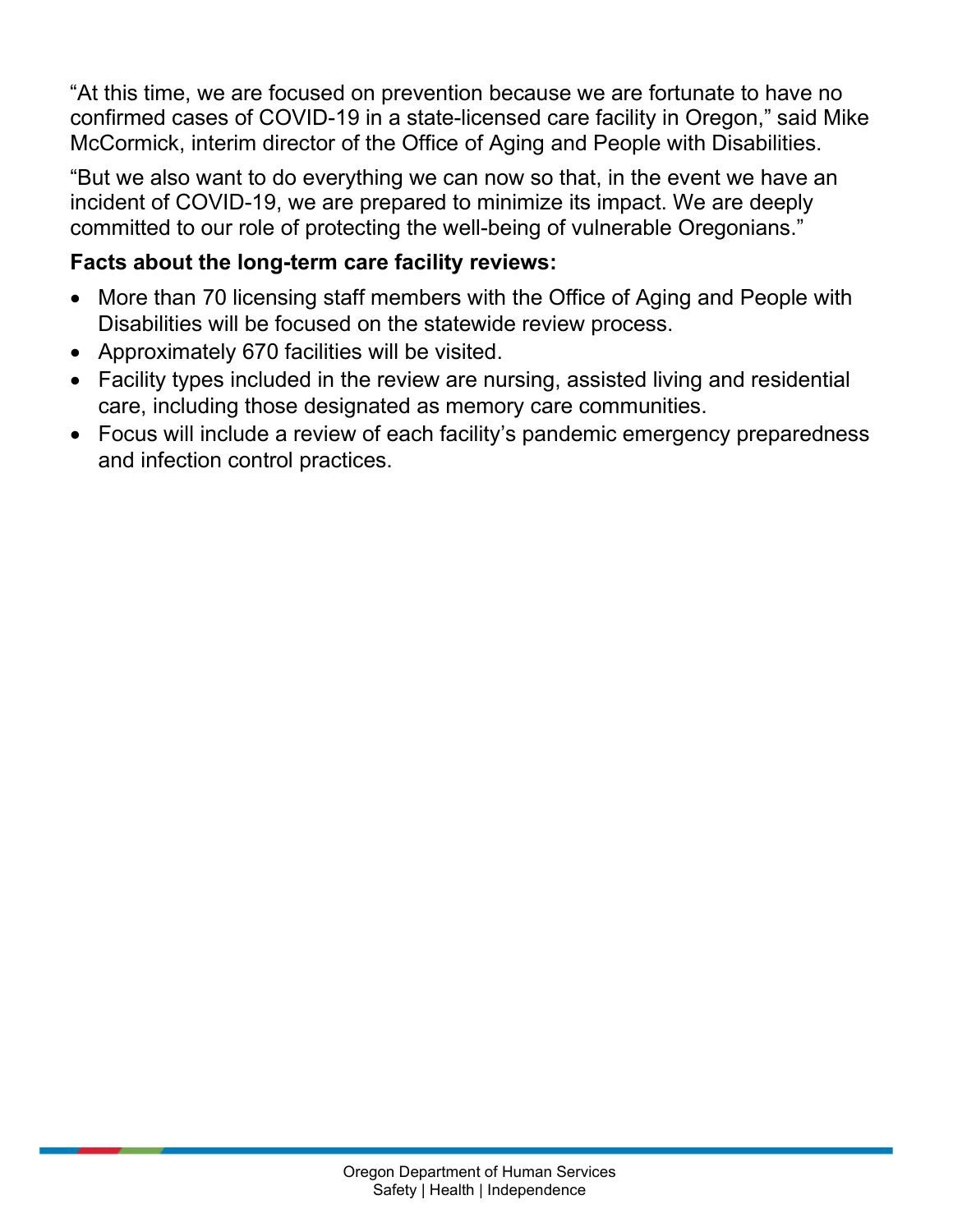"At this time, we are focused on prevention because we are fortunate to have no confirmed cases of COVID-19 in a state-licensed care facility in Oregon," said Mike McCormick, interim director of the Office of Aging and People with Disabilities.

"But we also want to do everything we can now so that, in the event we have an incident of COVID-19, we are prepared to minimize its impact. We are deeply committed to our role of protecting the well-being of vulnerable Oregonians."

**Facts about the long-term care facility reviews:**

- More than 70 licensing staff members with the Office of Aging and People with Disabilities will be focused on the statewide review process.
- Approximately 670 facilities will be visited.
- Facility types included in the review are nursing, assisted living and residential care, including those designated as memory care communities.
- Focus will include a review of each facility's pandemic emergency preparedness and infection control practices.